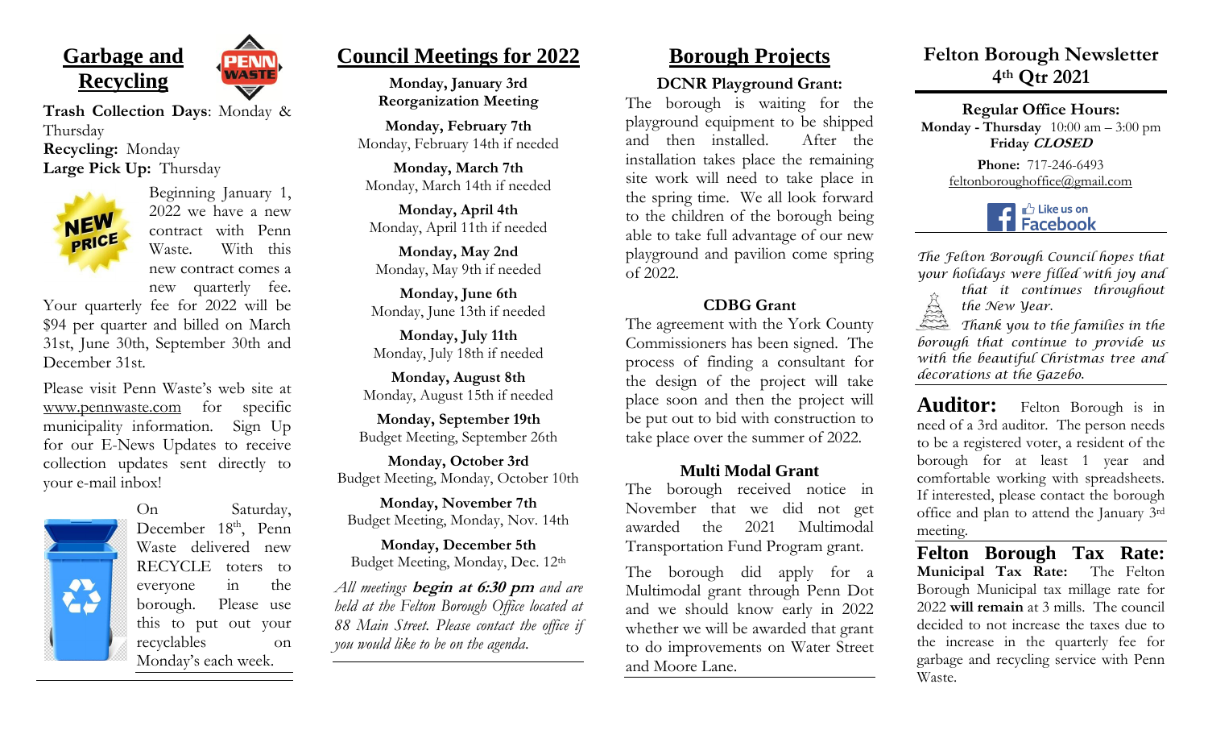## Garbage and Recycling

**Trash Collection Days**: Monday & Thursday
**Recycling:** Monday
**Large Pick Up:** Thursday

Beginning January 1, 2022 we have a new contract with Penn Waste. With this new contract comes a new quarterly fee. Your quarterly fee for 2022 will be $94 per quarter and billed on March 31st, June 30th, September 30th and December 31st.

Please visit Penn Waste's web site at www.pennwaste.com for specific municipality information. Sign Up for our E-News Updates to receive collection updates sent directly to your e-mail inbox!

On Saturday, December 18th, Penn Waste delivered new RECYCLE toters to everyone in the borough. Please use this to put out your recyclables on Monday's each week.

## Council Meetings for 2022

**Monday, January 3rd**
**Reorganization Meeting**

**Monday, February 7th**
Monday, February 14th if needed

**Monday, March 7th**
Monday, March 14th if needed

**Monday, April 4th**
Monday, April 11th if needed

**Monday, May 2nd**
Monday, May 9th if needed

**Monday, June 6th**
Monday, June 13th if needed

**Monday, July 11th**
Monday, July 18th if needed

**Monday, August 8th**
Monday, August 15th if needed

**Monday, September 19th**
Budget Meeting, September 26th

**Monday, October 3rd**
Budget Meeting, Monday, October 10th

**Monday, November 7th**
Budget Meeting, Monday, Nov. 14th

**Monday, December 5th**
Budget Meeting, Monday, Dec. 12th

*All meetings **begin at 6:30 pm** and are held at the Felton Borough Office located at 88 Main Street. Please contact the office if you would like to be on the agenda.*

## Borough Projects

### DCNR Playground Grant:

The borough is waiting for the playground equipment to be shipped and then installed. After the installation takes place the remaining site work will need to take place in the spring time. We all look forward to the children of the borough being able to take full advantage of our new playground and pavilion come spring of 2022.

### CDBG Grant

The agreement with the York County Commissioners has been signed. The process of finding a consultant for the design of the project will take place soon and then the project will be put out to bid with construction to take place over the summer of 2022.

### Multi Modal Grant

The borough received notice in November that we did not get awarded the 2021 Multimodal Transportation Fund Program grant.

The borough did apply for a Multimodal grant through Penn Dot and we should know early in 2022 whether we will be awarded that grant to do improvements on Water Street and Moore Lane.

# Felton Borough Newsletter 4th Qtr 2021

**Regular Office Hours:**
**Monday - Thursday** 10:00 am – 3:00 pm
**Friday *CLOSED***

**Phone:** 717-246-6493
feltonboroughoffice@gmail.com

Like us on Facebook

*The Felton Borough Council hopes that your holidays were filled with joy and that it continues throughout the New Year.*

*Thank you to the families in the borough that continue to provide us with the beautiful Christmas tree and decorations at the Gazebo.*

**Auditor:** Felton Borough is in need of a 3rd auditor. The person needs to be a registered voter, a resident of the borough for at least 1 year and comfortable working with spreadsheets. If interested, please contact the borough office and plan to attend the January 3rd meeting.

**Felton Borough Tax Rate:**
**Municipal Tax Rate:** The Felton Borough Municipal tax millage rate for 2022 **will remain** at 3 mills. The council decided to not increase the taxes due to the increase in the quarterly fee for garbage and recycling service with Penn Waste.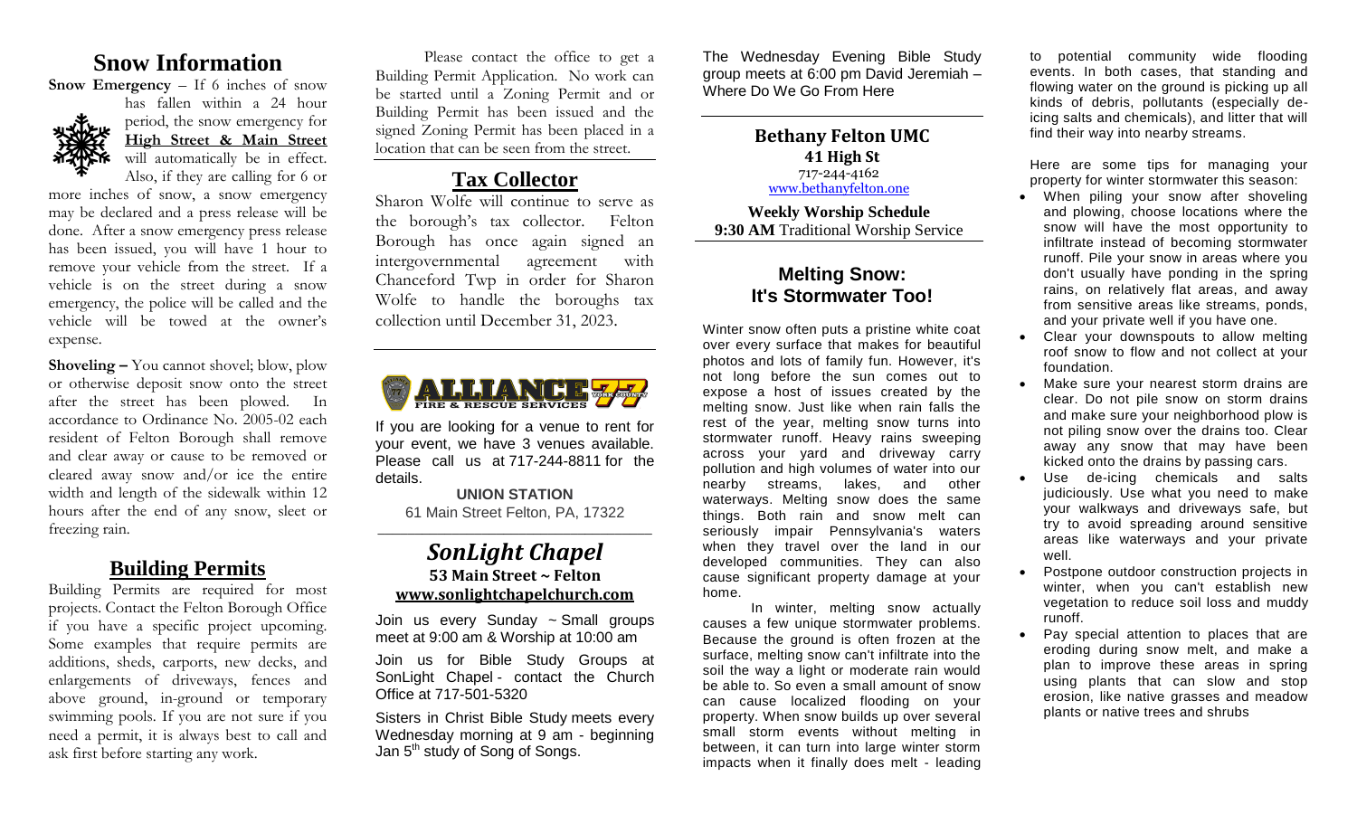# Snow Information

**Snow Emergency** – If 6 inches of snow has fallen within a 24 hour period, the snow emergency for **High Street & Main Street** will automatically be in effect. Also, if they are calling for 6 or more inches of snow, a snow emergency may be declared and a press release will be done. After a snow emergency press release has been issued, you will have 1 hour to remove your vehicle from the street. If a vehicle is on the street during a snow emergency, the police will be called and the vehicle will be towed at the owner's expense.

**Shoveling –** You cannot shovel; blow, plow or otherwise deposit snow onto the street after the street has been plowed. In accordance to Ordinance No. 2005-02 each resident of Felton Borough shall remove and clear away or cause to be removed or cleared away snow and/or ice the entire width and length of the sidewalk within 12 hours after the end of any snow, sleet or freezing rain.

## Building Permits

Building Permits are required for most projects. Contact the Felton Borough Office if you have a specific project upcoming. Some examples that require permits are additions, sheds, carports, new decks, and enlargements of driveways, fences and above ground, in-ground or temporary swimming pools. If you are not sure if you need a permit, it is always best to call and ask first before starting any work.

Please contact the office to get a Building Permit Application. No work can be started until a Zoning Permit and or Building Permit has been issued and the signed Zoning Permit has been placed in a location that can be seen from the street.

## Tax Collector

Sharon Wolfe will continue to serve as the borough's tax collector. Felton Borough has once again signed an intergovernmental agreement with Chanceford Twp in order for Sharon Wolfe to handle the boroughs tax collection until December 31, 2023.

**ALLIANCE 77 FIRE & RESCUE SERVICES** YORK COUNTY

If you are looking for a venue to rent for your event, we have 3 venues available. Please call us at 717-244-8811 for the details.

**UNION STATION**
61 Main Street Felton, PA, 17322

## *SonLight Chapel*

**53 Main Street ~ Felton**
**www.sonlightchapelchurch.com**

Join us every Sunday ~ Small groups meet at 9:00 am & Worship at 10:00 am

Join us for Bible Study Groups at SonLight Chapel - contact the Church Office at 717-501-5320

Sisters in Christ Bible Study meets every Wednesday morning at 9 am - beginning Jan 5th study of Song of Songs.

The Wednesday Evening Bible Study group meets at 6:00 pm David Jeremiah – Where Do We Go From Here

**Bethany Felton UMC**
**41 High St**
717-244-4162
www.bethanyfelton.one

**Weekly Worship Schedule**
**9:30 AM** Traditional Worship Service

## Melting Snow: It's Stormwater Too!

Winter snow often puts a pristine white coat over every surface that makes for beautiful photos and lots of family fun. However, it's not long before the sun comes out to expose a host of issues created by the melting snow. Just like when rain falls the rest of the year, melting snow turns into stormwater runoff. Heavy rains sweeping across your yard and driveway carry pollution and high volumes of water into our nearby streams, lakes, and other waterways. Melting snow does the same things. Both rain and snow melt can seriously impair Pennsylvania's waters when they travel over the land in our developed communities. They can also cause significant property damage at your home.

In winter, melting snow actually causes a few unique stormwater problems. Because the ground is often frozen at the surface, melting snow can't infiltrate into the soil the way a light or moderate rain would be able to. So even a small amount of snow can cause localized flooding on your property. When snow builds up over several small storm events without melting in between, it can turn into large winter storm impacts when it finally does melt - leading to potential community wide flooding events. In both cases, that standing and flowing water on the ground is picking up all kinds of debris, pollutants (especially de-icing salts and chemicals), and litter that will find their way into nearby streams.

Here are some tips for managing your property for winter stormwater this season:

- When piling your snow after shoveling and plowing, choose locations where the snow will have the most opportunity to infiltrate instead of becoming stormwater runoff. Pile your snow in areas where you don't usually have ponding in the spring rains, on relatively flat areas, and away from sensitive areas like streams, ponds, and your private well if you have one.
- Clear your downspouts to allow melting roof snow to flow and not collect at your foundation.
- Make sure your nearest storm drains are clear. Do not pile snow on storm drains and make sure your neighborhood plow is not piling snow over the drains too. Clear away any snow that may have been kicked onto the drains by passing cars.
- Use de-icing chemicals and salts judiciously. Use what you need to make your walkways and driveways safe, but try to avoid spreading around sensitive areas like waterways and your private well.
- Postpone outdoor construction projects in winter, when you can't establish new vegetation to reduce soil loss and muddy runoff.
- Pay special attention to places that are eroding during snow melt, and make a plan to improve these areas in spring using plants that can slow and stop erosion, like native grasses and meadow plants or native trees and shrubs